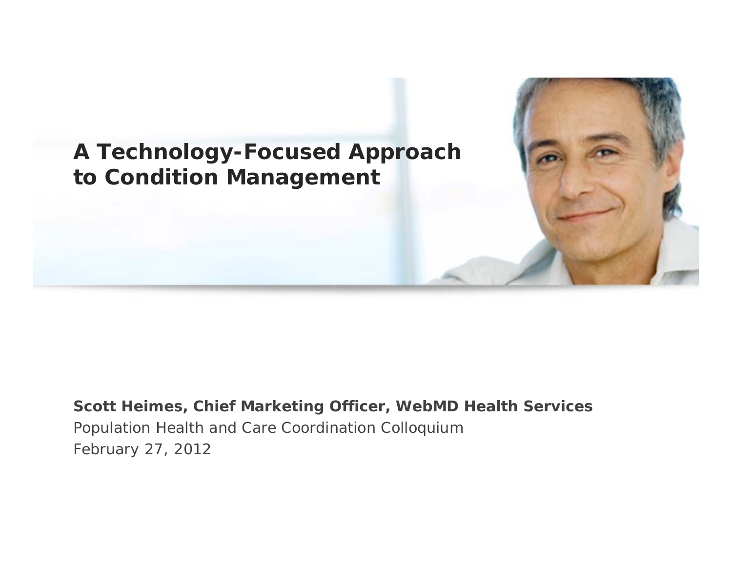# A Technology-Focused Approach to Condition Management

**Scott Heimes, Chief Marketing Officer, WebMD Health Services**

Population Health and Care Coordination Colloquium

February 27, 2012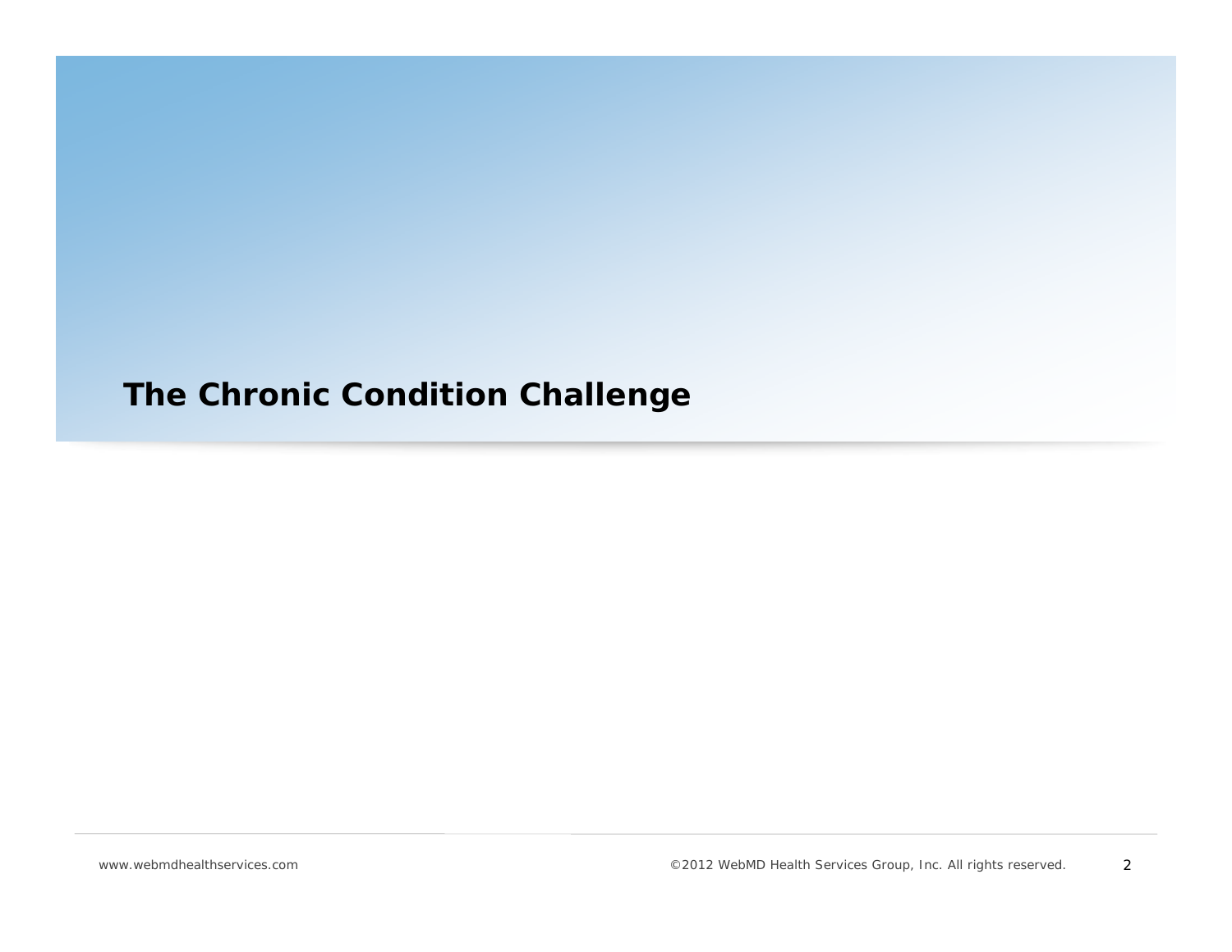# The Chronic Condition Challenge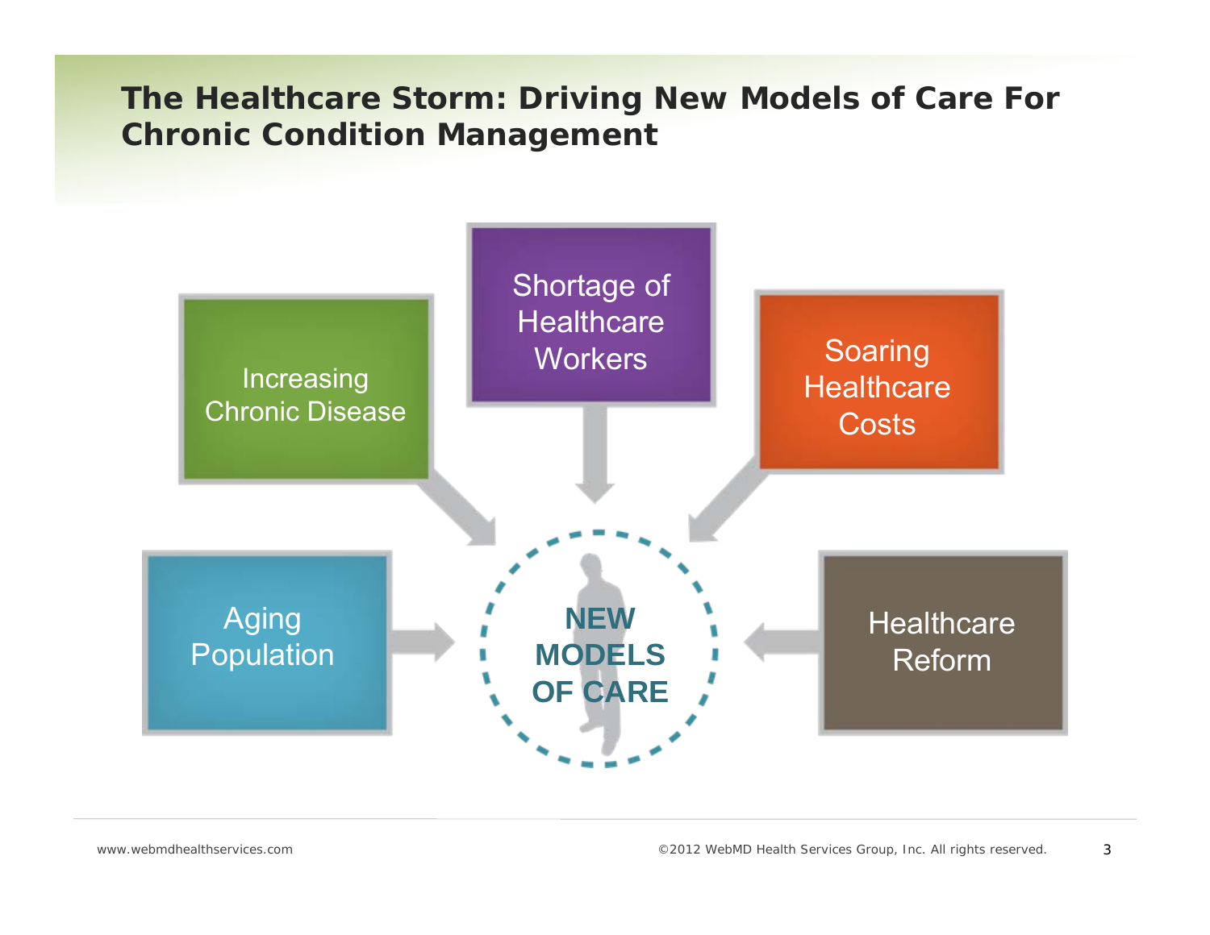# The Healthcare Storm: Driving New Models of Care For Chronic Condition Management

- Increasing Chronic Disease
- Shortage of Healthcare Workers
- Soaring Healthcare Costs
- Aging Population
- Healthcare Reform

**NEW MODELS OF CARE**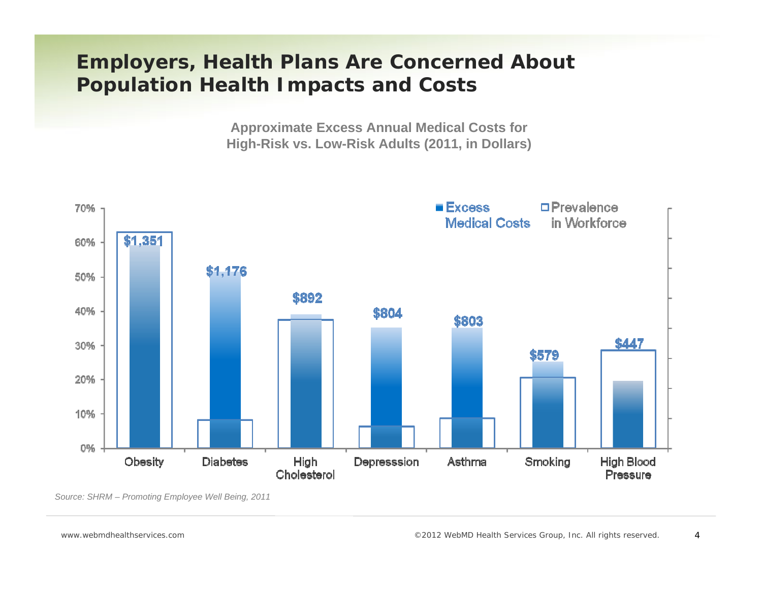# Employers, Health Plans Are Concerned About Population Health Impacts and Costs

**Approximate Excess Annual Medical Costs for High-Risk vs. Low-Risk Adults (2011, in Dollars)**

| | Obesity | Diabetes | High Cholesterol | Depresssion | Asthma | Smoking | High Blood Pressure |
|---|---|---|---|---|---|---|---|
| Excess Medical Costs | $1,351 | $1,176 | $892 | $804 | $803 | $579 | $447 |

Legend: Excess Medical Costs; Prevalence in Workforce

Y-axis: 0%, 10%, 20%, 30%, 40%, 50%, 60%, 70%

*Source: SHRM – Promoting Employee Well Being, 2011*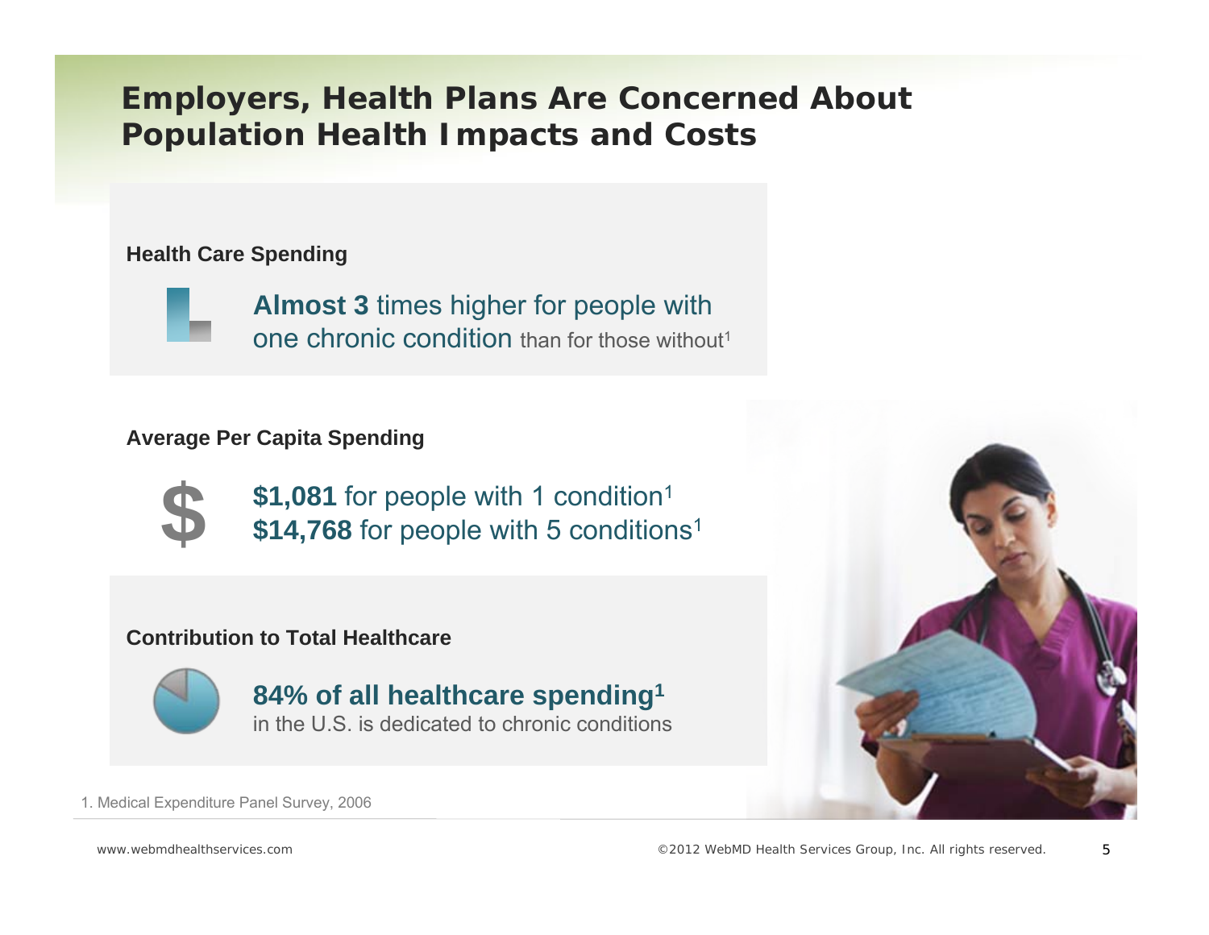# Employers, Health Plans Are Concerned About Population Health Impacts and Costs

**Health Care Spending**

**Almost 3** times higher for people with one chronic condition than for those without[1]

**Average Per Capita Spending**

**$1,081** for people with 1 condition[1]
**$14,768** for people with 5 conditions[1]

**Contribution to Total Healthcare**

**84% of all healthcare spending[1]**
in the U.S. is dedicated to chronic conditions

1. Medical Expenditure Panel Survey, 2006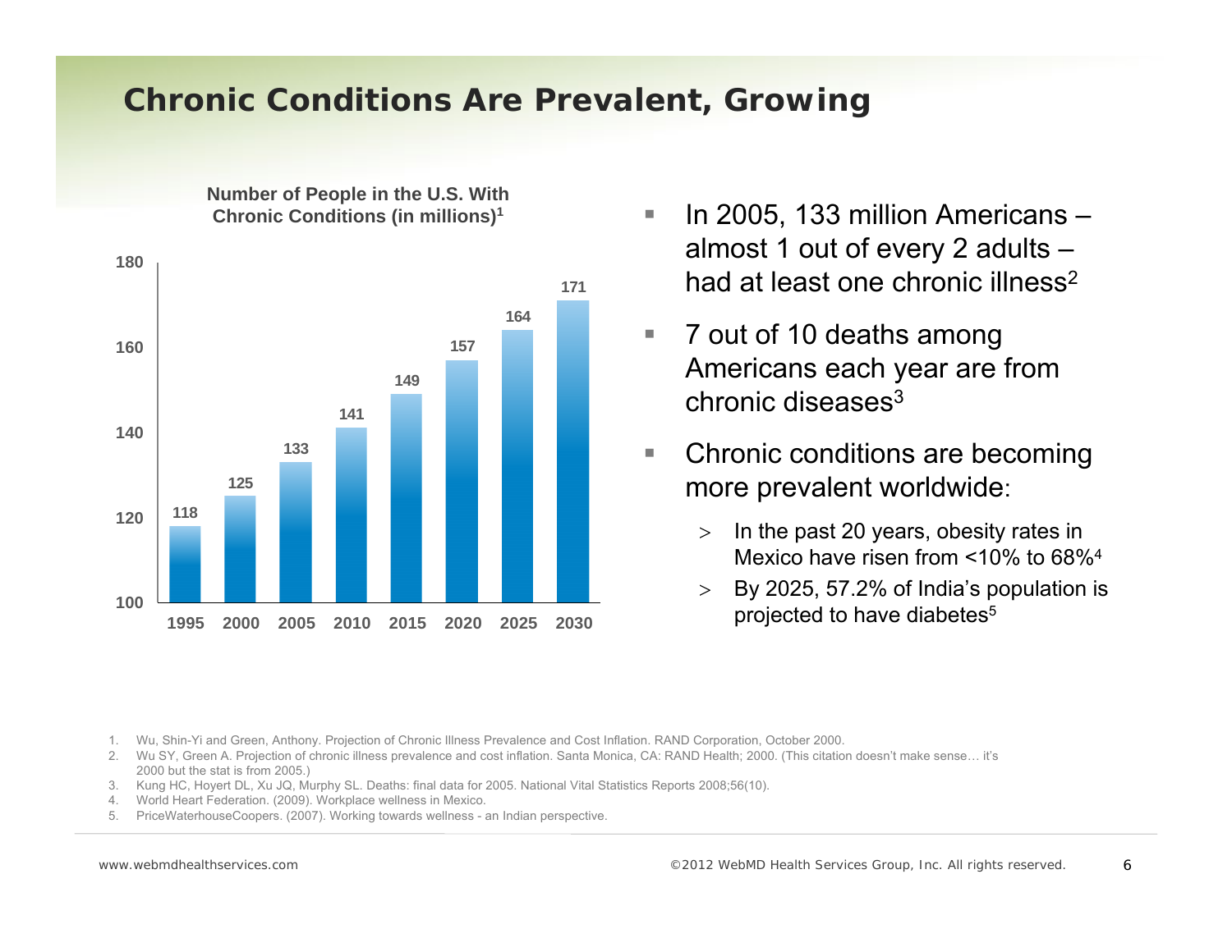# Chronic Conditions Are Prevalent, Growing

**Number of People in the U.S. With Chronic Conditions (in millions)[1]**

| Year | People (millions) |
|---|---|
| 1995 | 118 |
| 2000 | 125 |
| 2005 | 133 |
| 2010 | 141 |
| 2015 | 149 |
| 2020 | 157 |
| 2025 | 164 |
| 2030 | 171 |

- In 2005, 133 million Americans – almost 1 out of every 2 adults – had at least one chronic illness[2]
- 7 out of 10 deaths among Americans each year are from chronic diseases[3]
- Chronic conditions are becoming more prevalent worldwide:
  - In the past 20 years, obesity rates in Mexico have risen from <10% to 68%[4]
  - By 2025, 57.2% of India's population is projected to have diabetes[5]

1. Wu, Shin-Yi and Green, Anthony. Projection of Chronic Illness Prevalence and Cost Inflation. RAND Corporation, October 2000.
2. Wu SY, Green A. Projection of chronic illness prevalence and cost inflation. Santa Monica, CA: RAND Health; 2000. (This citation doesn't make sense… it's 2000 but the stat is from 2005.)
3. Kung HC, Hoyert DL, Xu JQ, Murphy SL. Deaths: final data for 2005. National Vital Statistics Reports 2008;56(10).
4. World Heart Federation. (2009). Workplace wellness in Mexico.
5. PriceWaterhouseCoopers. (2007). Working towards wellness - an Indian perspective.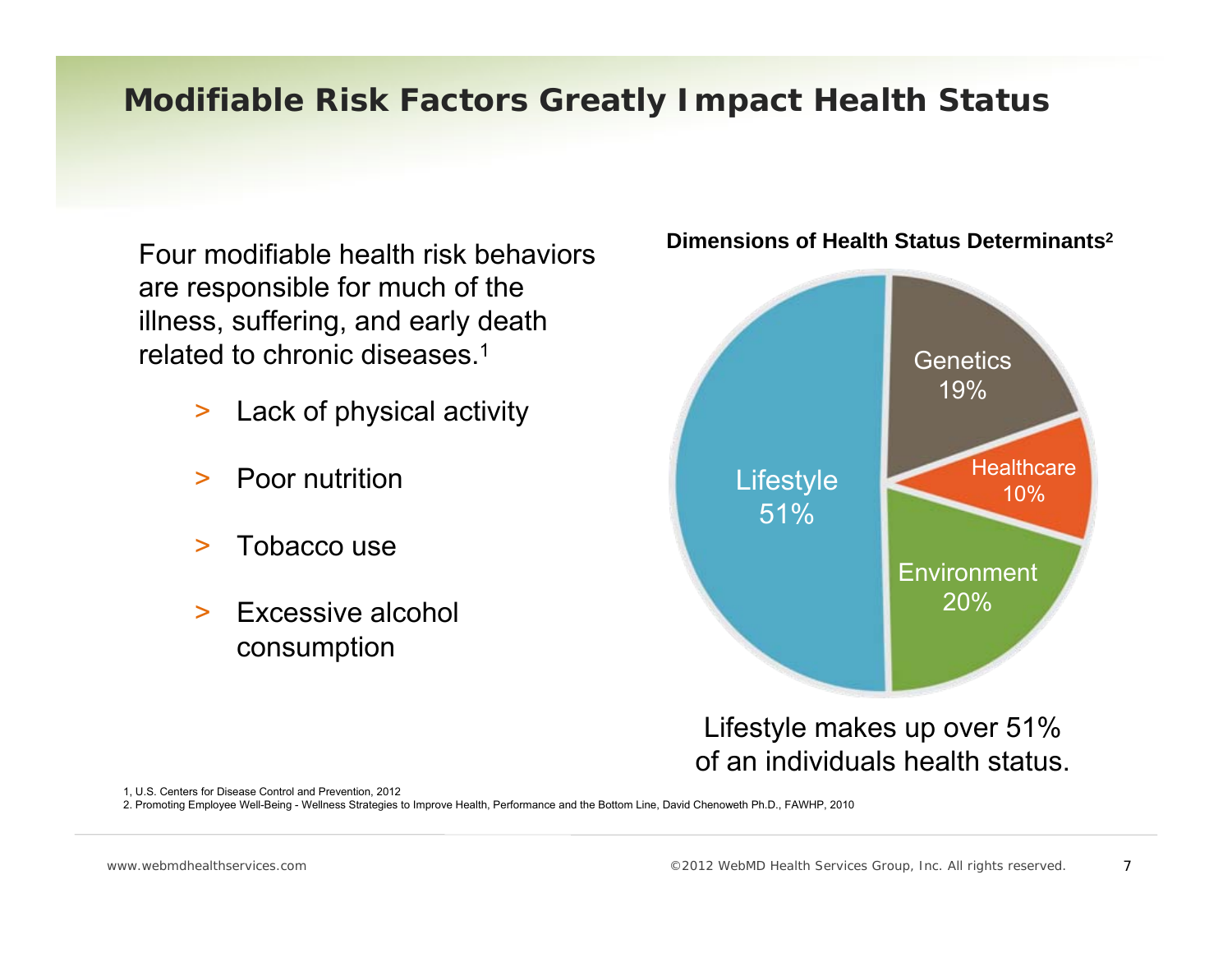# Modifiable Risk Factors Greatly Impact Health Status

Four modifiable health risk behaviors are responsible for much of the illness, suffering, and early death related to chronic diseases.[1]

- Lack of physical activity
- Poor nutrition
- Tobacco use
- Excessive alcohol consumption

**Dimensions of Health Status Determinants[2]**

| Determinant | Share |
|---|---|
| Lifestyle | 51% |
| Genetics | 19% |
| Healthcare | 10% |
| Environment | 20% |

Lifestyle makes up over 51% of an individuals health status.

1, U.S. Centers for Disease Control and Prevention, 2012
2. Promoting Employee Well-Being - Wellness Strategies to Improve Health, Performance and the Bottom Line, David Chenoweth Ph.D., FAWHP, 2010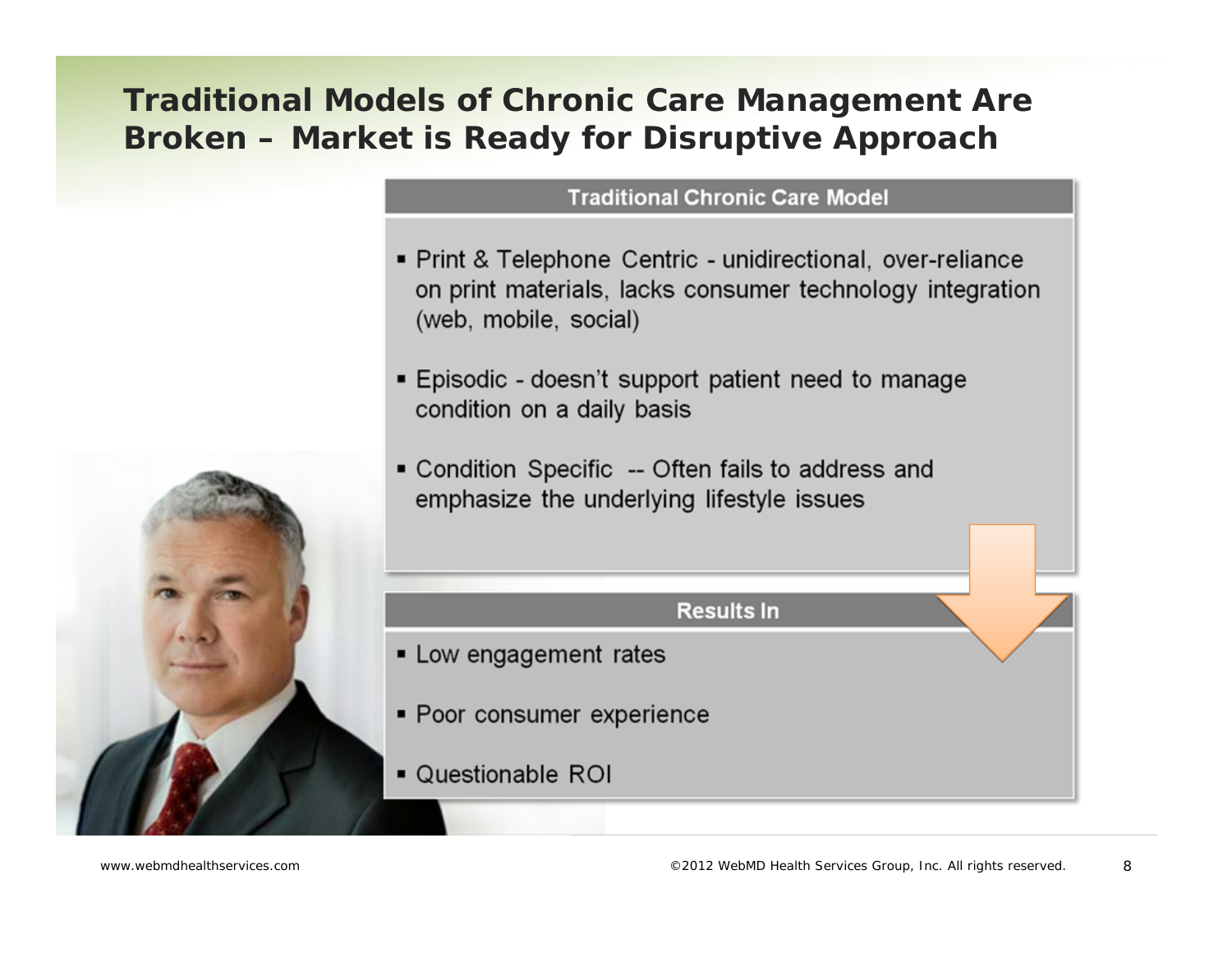# Traditional Models of Chronic Care Management Are Broken – Market is Ready for Disruptive Approach

## Traditional Chronic Care Model

- Print & Telephone Centric - unidirectional, over-reliance on print materials, lacks consumer technology integration (web, mobile, social)
- Episodic - doesn't support patient need to manage condition on a daily basis
- Condition Specific -- Often fails to address and emphasize the underlying lifestyle issues

## Results In

- Low engagement rates
- Poor consumer experience
- Questionable ROI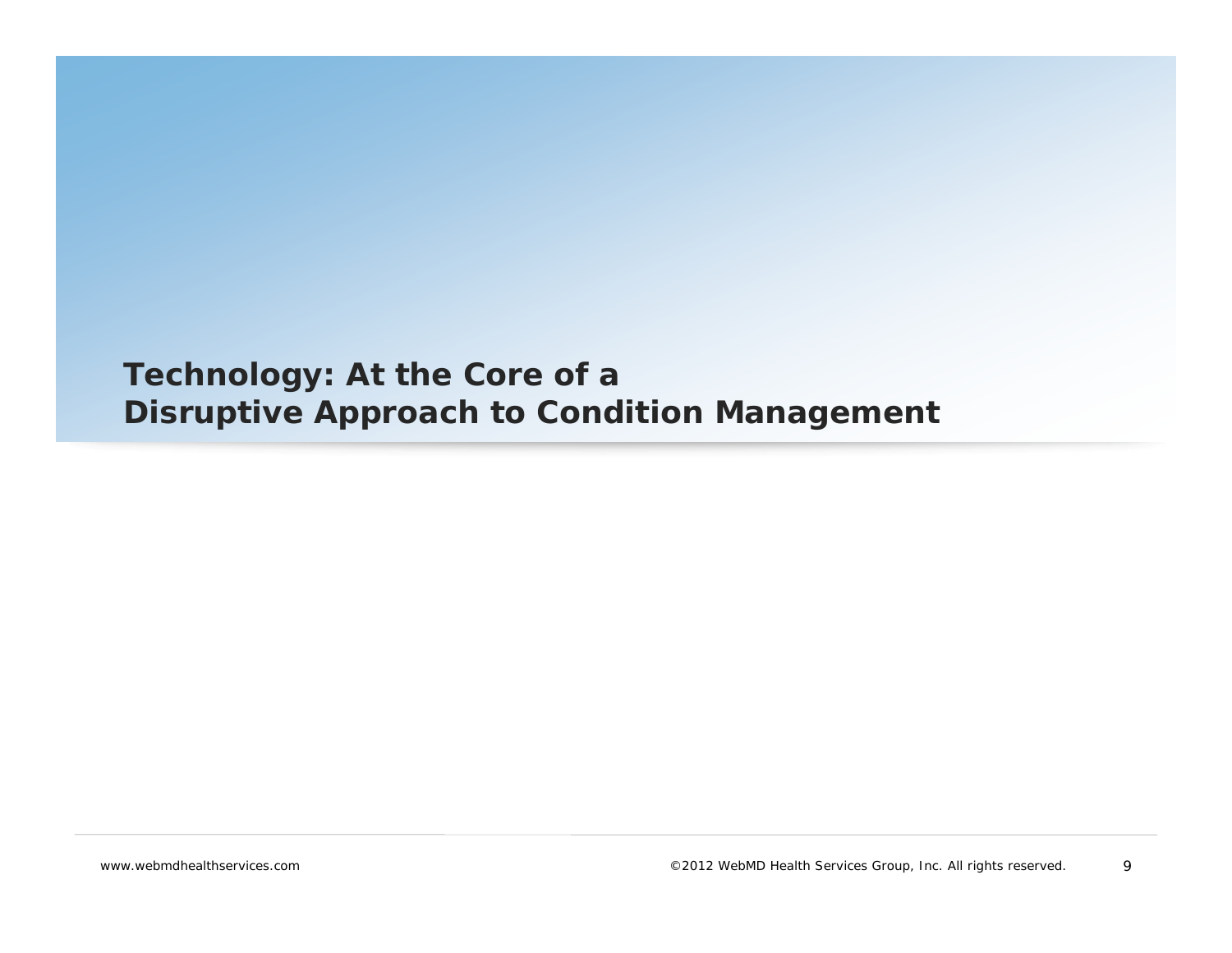# Technology: At the Core of a Disruptive Approach to Condition Management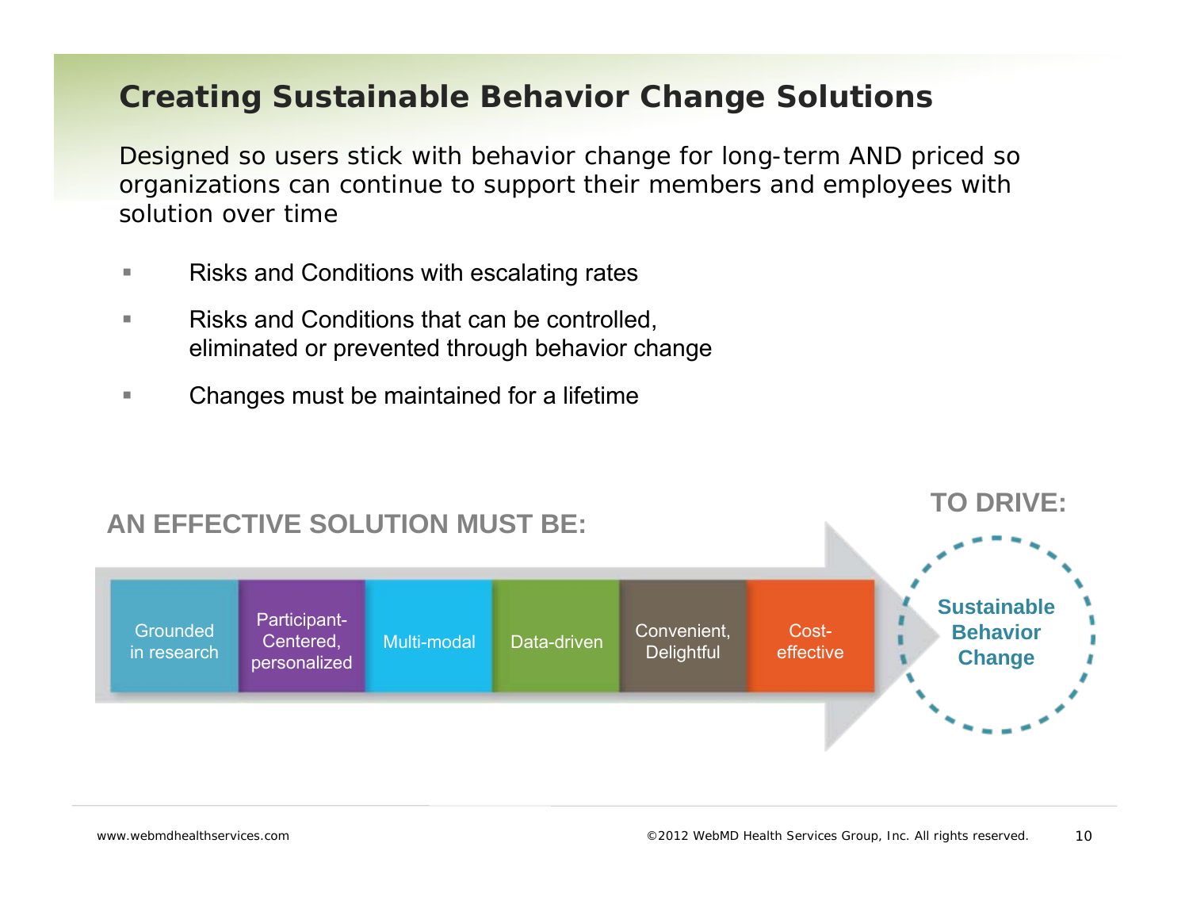# Creating Sustainable Behavior Change Solutions

Designed so users stick with behavior change for long-term AND priced so organizations can continue to support their members and employees with solution over time

- Risks and Conditions with escalating rates
- Risks and Conditions that can be controlled, eliminated or prevented through behavior change
- Changes must be maintained for a lifetime

**AN EFFECTIVE SOLUTION MUST BE:**

- Grounded in research
- Participant-Centered, personalized
- Multi-modal
- Data-driven
- Convenient, Delightful
- Cost-effective

**TO DRIVE:**

**Sustainable Behavior Change**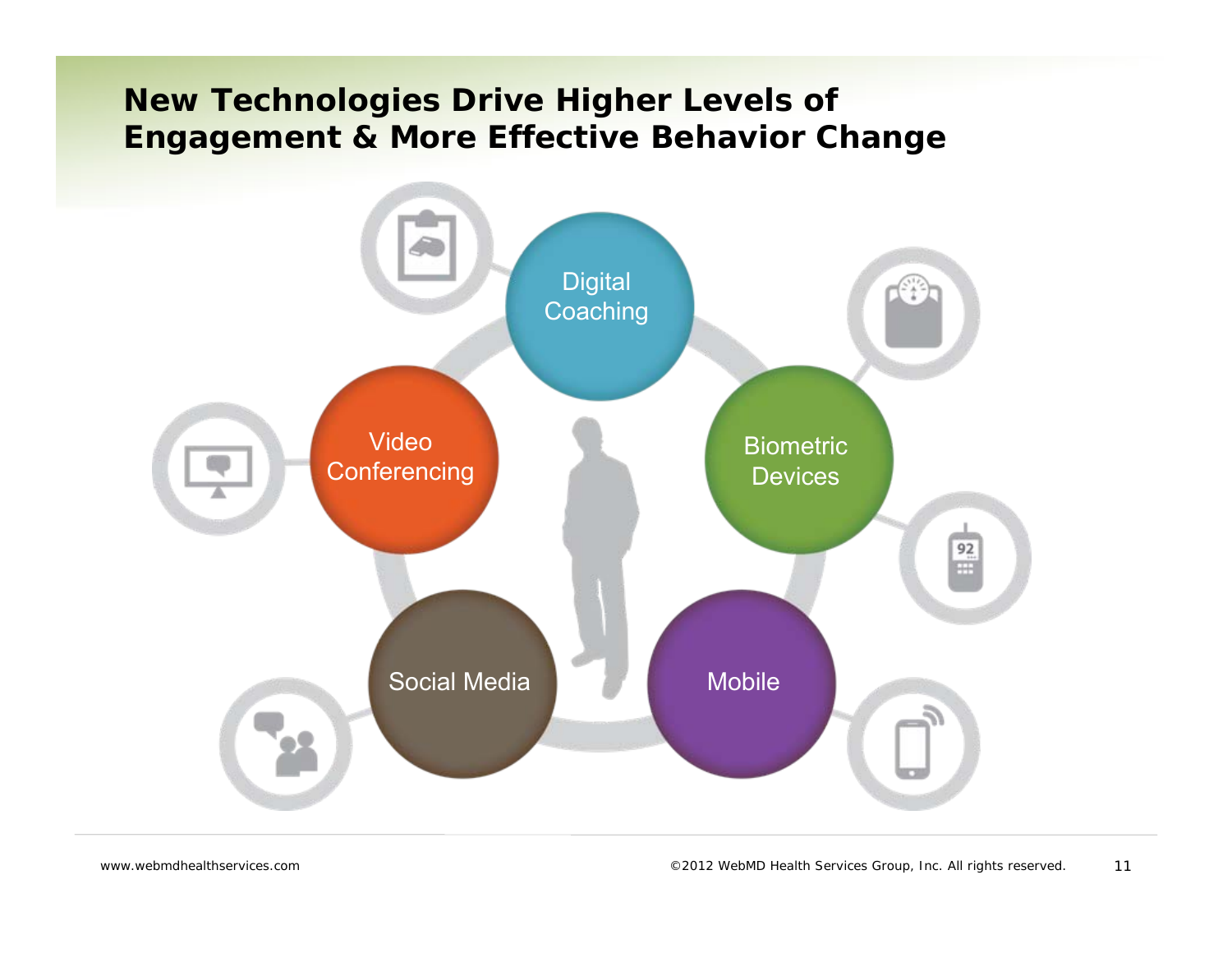# New Technologies Drive Higher Levels of Engagement & More Effective Behavior Change

- Digital Coaching
- Video Conferencing
- Biometric Devices
- Social Media
- Mobile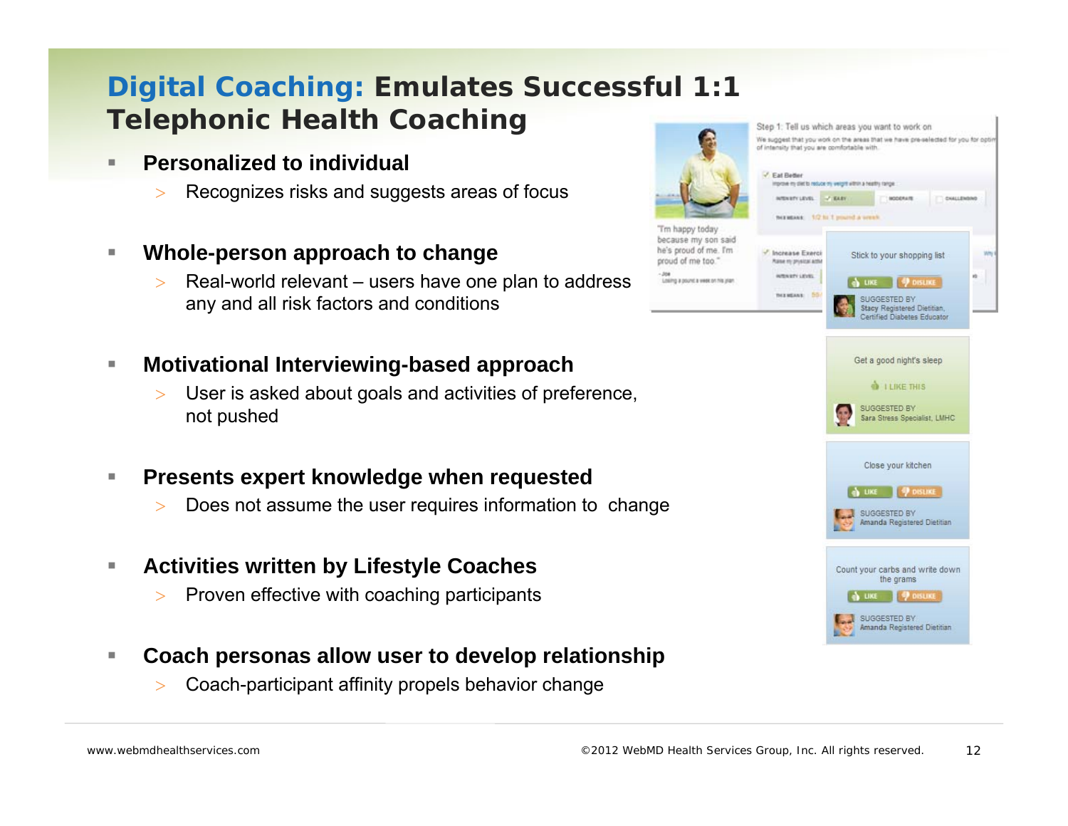# Digital Coaching: Emulates Successful 1:1 Telephonic Health Coaching

- **Personalized to individual**
  - Recognizes risks and suggests areas of focus
- **Whole-person approach to change**
  - Real-world relevant – users have one plan to address any and all risk factors and conditions
- **Motivational Interviewing-based approach**
  - User is asked about goals and activities of preference, not pushed
- **Presents expert knowledge when requested**
  - Does not assume the user requires information to change
- **Activities written by Lifestyle Coaches**
  - Proven effective with coaching participants
- **Coach personas allow user to develop relationship**
  - Coach-participant affinity propels behavior change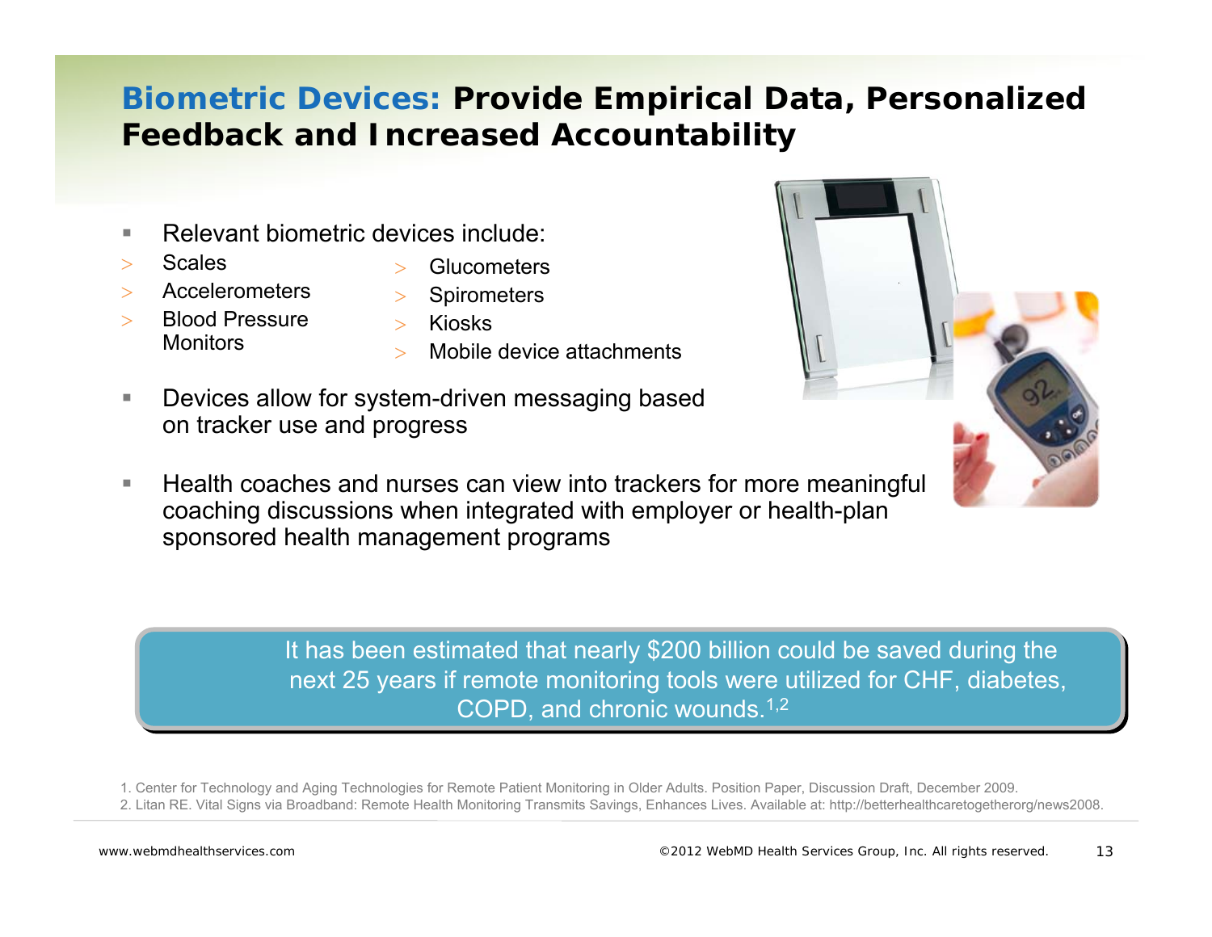# **Biometric Devices:** Provide Empirical Data, Personalized Feedback and Increased Accountability

- Relevant biometric devices include:
  - Scales
  - Accelerometers
  - Blood Pressure Monitors
  - Glucometers
  - Spirometers
  - Kiosks
  - Mobile device attachments
- Devices allow for system-driven messaging based on tracker use and progress
- Health coaches and nurses can view into trackers for more meaningful coaching discussions when integrated with employer or health-plan sponsored health management programs

It has been estimated that nearly $200 billion could be saved during the next 25 years if remote monitoring tools were utilized for CHF, diabetes, COPD, and chronic wounds.[1,2]

1. Center for Technology and Aging Technologies for Remote Patient Monitoring in Older Adults. Position Paper, Discussion Draft, December 2009.
2. Litan RE. Vital Signs via Broadband: Remote Health Monitoring Transmits Savings, Enhances Lives. Available at: http://betterhealthcaretogetherorg/news2008.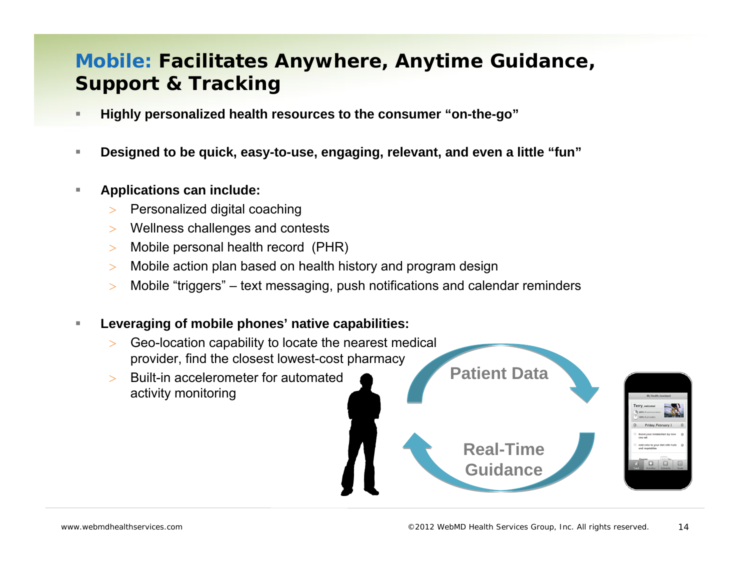# Mobile: Facilitates Anywhere, Anytime Guidance, Support & Tracking

- **Highly personalized health resources to the consumer "on-the-go"**
- **Designed to be quick, easy-to-use, engaging, relevant, and even a little "fun"**
- **Applications can include:**
  - Personalized digital coaching
  - Wellness challenges and contests
  - Mobile personal health record (PHR)
  - Mobile action plan based on health history and program design
  - Mobile "triggers" – text messaging, push notifications and calendar reminders
- **Leveraging of mobile phones' native capabilities:**
  - Geo-location capability to locate the nearest medical provider, find the closest lowest-cost pharmacy
  - Built-in accelerometer for automated activity monitoring

Patient Data

Real-Time Guidance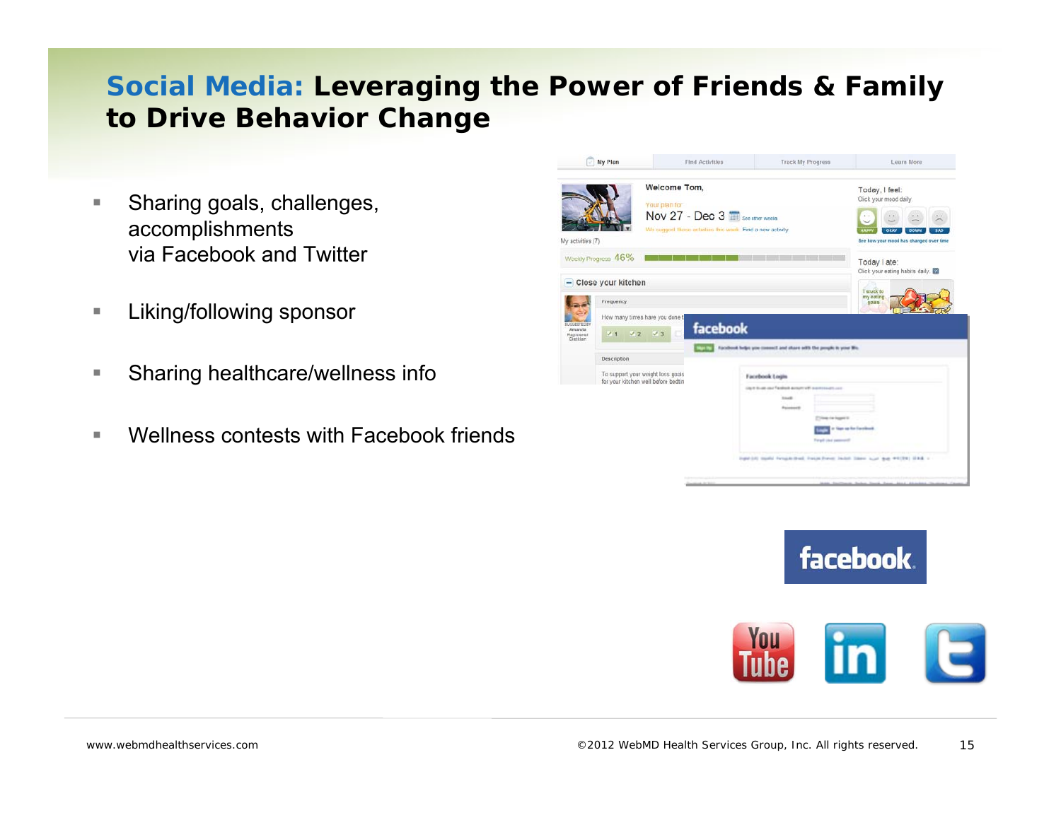# Social Media: Leveraging the Power of Friends & Family to Drive Behavior Change

- Sharing goals, challenges, accomplishments via Facebook and Twitter
- Liking/following sponsor
- Sharing healthcare/wellness info
- Wellness contests with Facebook friends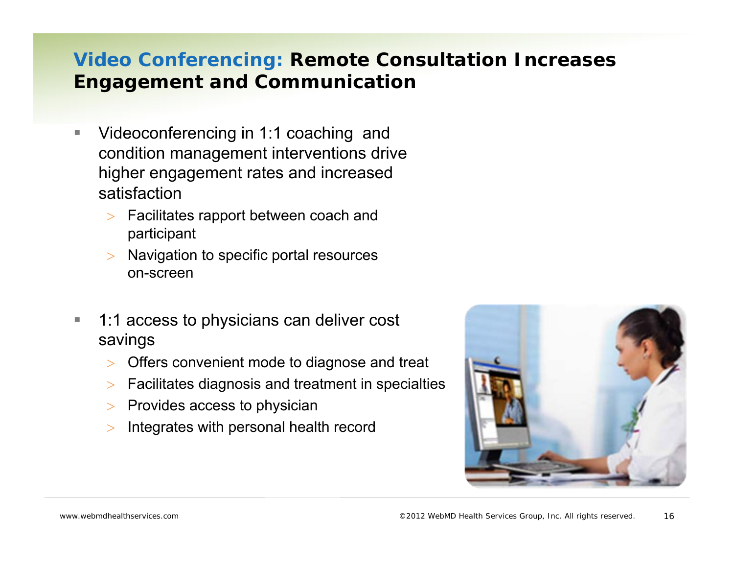# Video Conferencing: Remote Consultation Increases Engagement and Communication

- Videoconferencing in 1:1 coaching and condition management interventions drive higher engagement rates and increased satisfaction
  - Facilitates rapport between coach and participant
  - Navigation to specific portal resources on-screen

- 1:1 access to physicians can deliver cost savings
  - Offers convenient mode to diagnose and treat
  - Facilitates diagnosis and treatment in specialties
  - Provides access to physician
  - Integrates with personal health record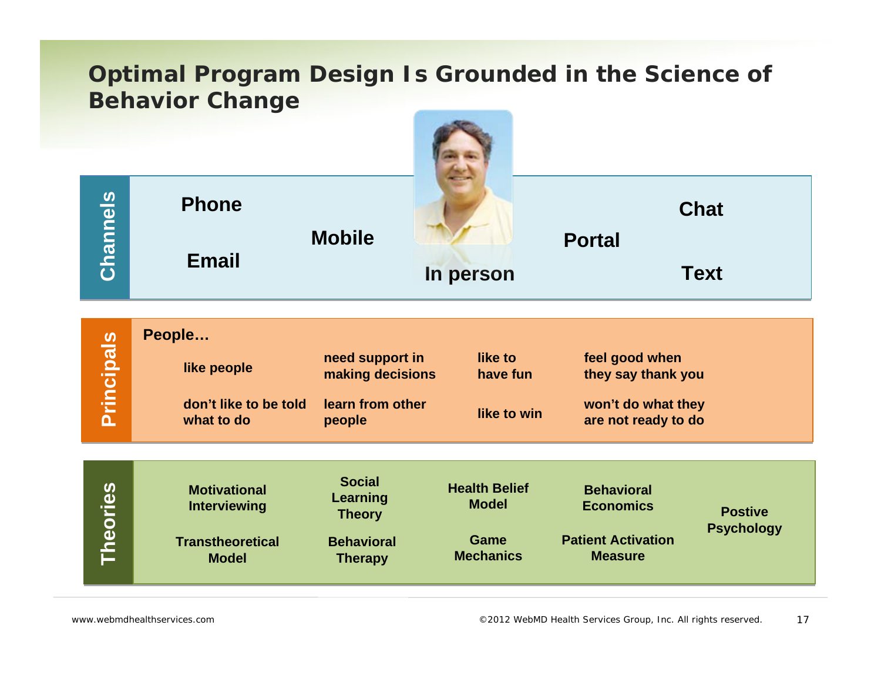# Optimal Program Design Is Grounded in the Science of Behavior Change

## Channels

- Phone
- Email
- Mobile
- In person
- Portal
- Chat
- Text

## Principals

**People…**

- like people
- don't like to be told what to do
- need support in making decisions
- learn from other people
- like to have fun
- like to win
- feel good when they say thank you
- won't do what they are not ready to do

## Theories

- Motivational Interviewing
- Transtheoretical Model
- Social Learning Theory
- Behavioral Therapy
- Health Belief Model
- Game Mechanics
- Behavioral Economics
- Patient Activation Measure
- Postive Psychology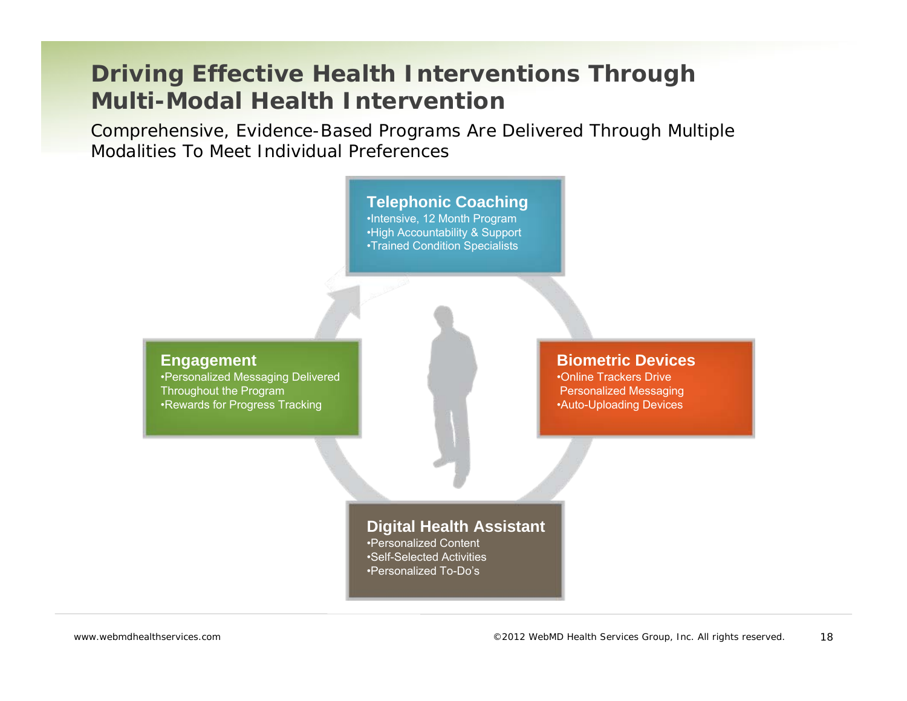# Driving Effective Health Interventions Through Multi-Modal Health Intervention

Comprehensive, Evidence-Based Programs Are Delivered Through Multiple Modalities To Meet Individual Preferences

### Telephonic Coaching

- Intensive, 12 Month Program
- High Accountability & Support
- Trained Condition Specialists

### Biometric Devices

- Online Trackers Drive Personalized Messaging
- Auto-Uploading Devices

### Digital Health Assistant

- Personalized Content
- Self-Selected Activities
- Personalized To-Do's

### Engagement

- Personalized Messaging Delivered Throughout the Program
- Rewards for Progress Tracking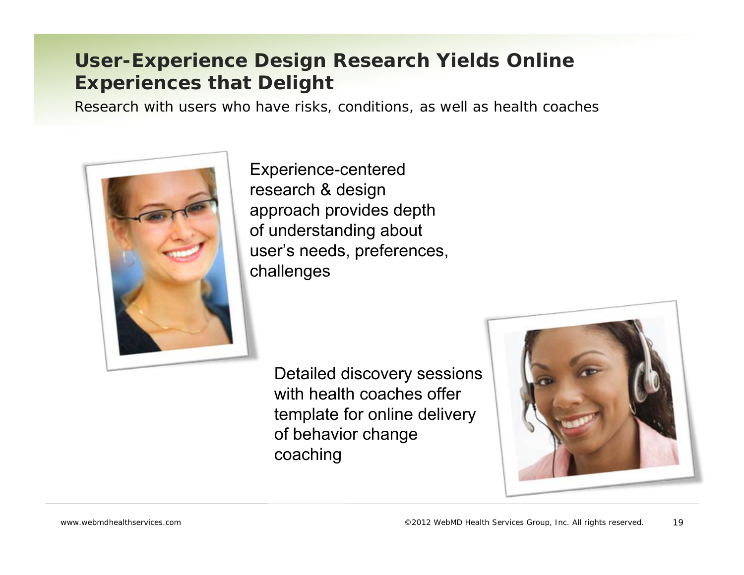# User-Experience Design Research Yields Online Experiences that Delight

Research with users who have risks, conditions, as well as health coaches

Experience-centered research & design approach provides depth of understanding about user's needs, preferences, challenges

Detailed discovery sessions with health coaches offer template for online delivery of behavior change coaching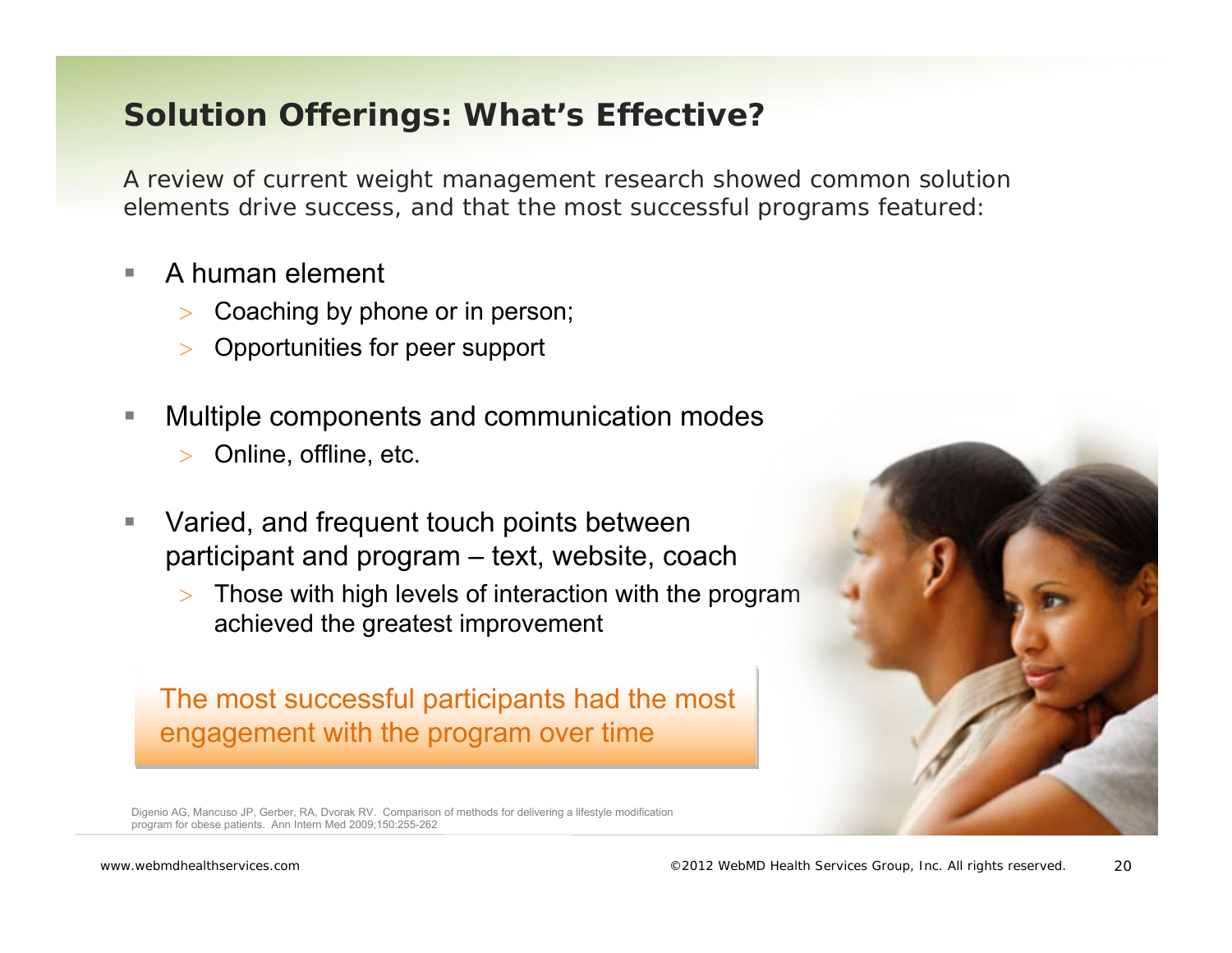## Solution Offerings: What's Effective?

A review of current weight management research showed common solution elements drive success, and that the most successful programs featured:

- A human element
  - Coaching by phone or in person;
  - Opportunities for peer support
- Multiple components and communication modes
  - Online, offline, etc.
- Varied, and frequent touch points between participant and program – text, website, coach
  - Those with high levels of interaction with the program achieved the greatest improvement

**The most successful participants had the most engagement with the program over time**

Digenio AG, Mancuso JP, Gerber, RA, Dvorak RV. Comparison of methods for delivering a lifestyle modification program for obese patients. Ann Intern Med 2009;150:255-262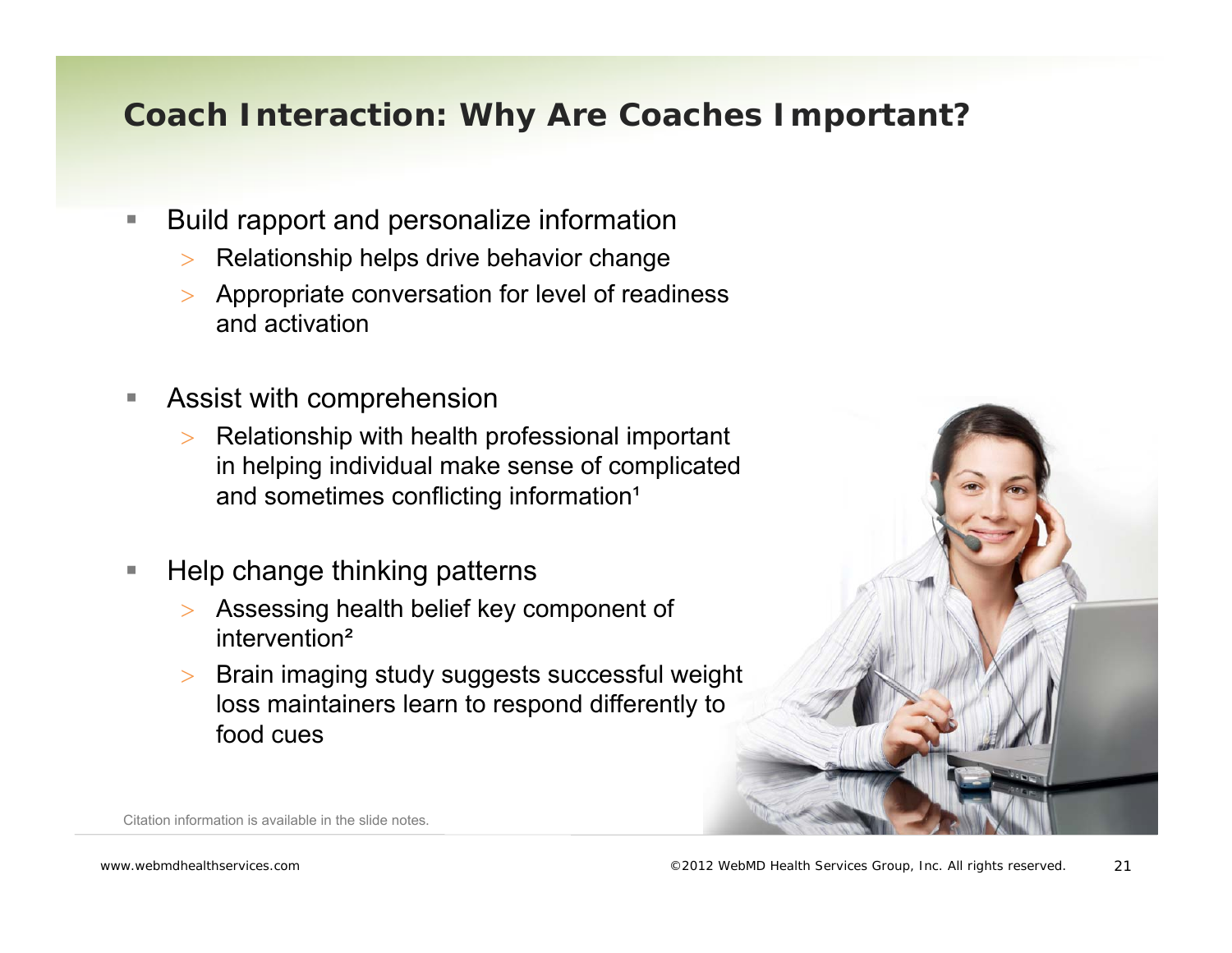## Coach Interaction: Why Are Coaches Important?

- Build rapport and personalize information
  - Relationship helps drive behavior change
  - Appropriate conversation for level of readiness and activation
- Assist with comprehension
  - Relationship with health professional important in helping individual make sense of complicated and sometimes conflicting information[1]
- Help change thinking patterns
  - Assessing health belief key component of intervention[2]
  - Brain imaging study suggests successful weight loss maintainers learn to respond differently to food cues

Citation information is available in the slide notes.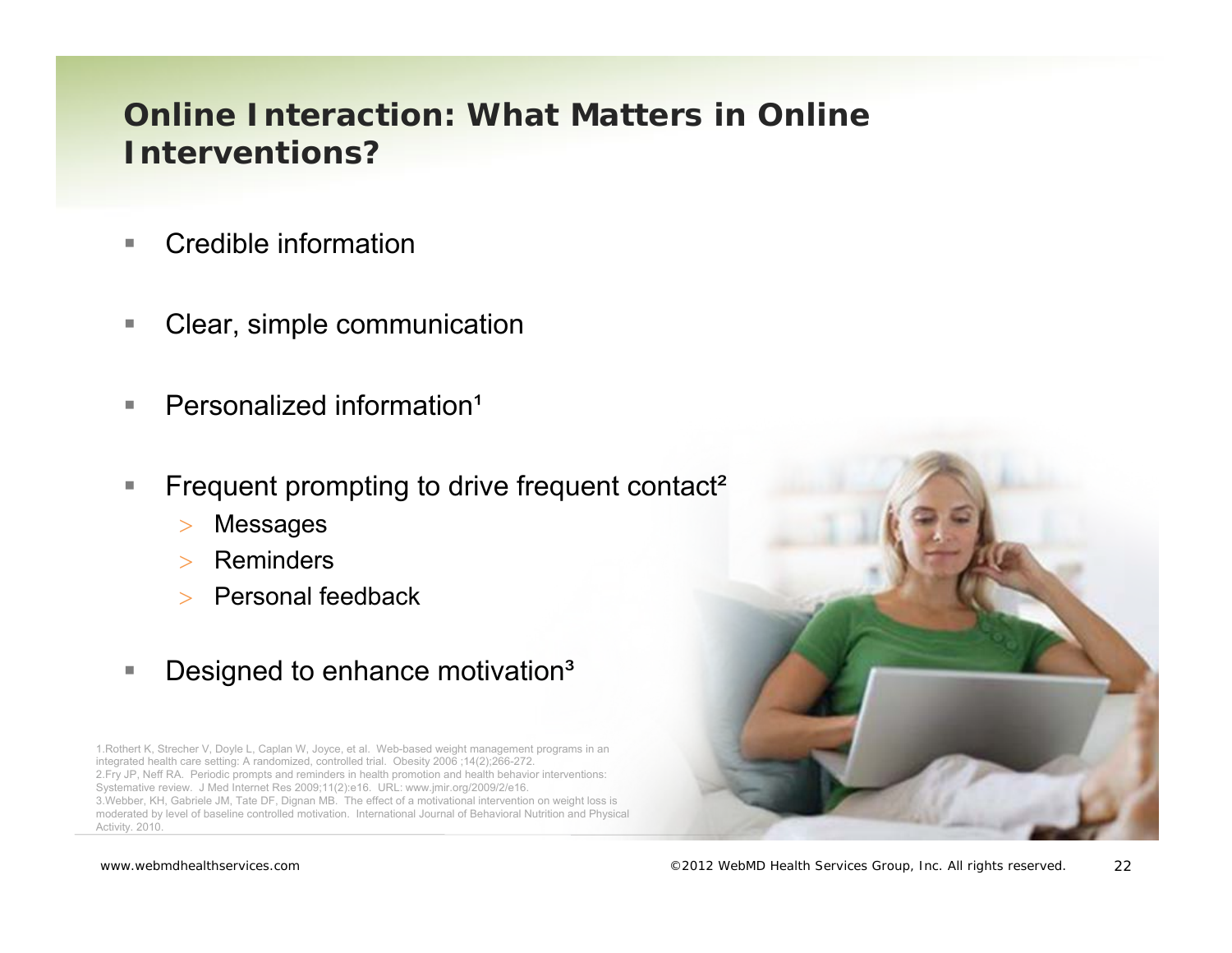## Online Interaction: What Matters in Online Interventions?

- Credible information
- Clear, simple communication
- Personalized information[1]
- Frequent prompting to drive frequent contact[2]
  - Messages
  - Reminders
  - Personal feedback
- Designed to enhance motivation[3]

1. Rothert K, Strecher V, Doyle L, Caplan W, Joyce, et al. Web-based weight management programs in an integrated health care setting: A randomized, controlled trial. Obesity 2006 ;14(2);266-272.
2. Fry JP, Neff RA. Periodic prompts and reminders in health promotion and health behavior interventions: Systemative review. J Med Internet Res 2009;11(2):e16. URL: www.jmir.org/2009/2/e16.
3. Webber, KH, Gabriele JM, Tate DF, Dignan MB. The effect of a motivational intervention on weight loss is moderated by level of baseline controlled motivation. International Journal of Behavioral Nutrition and Physical Activity. 2010.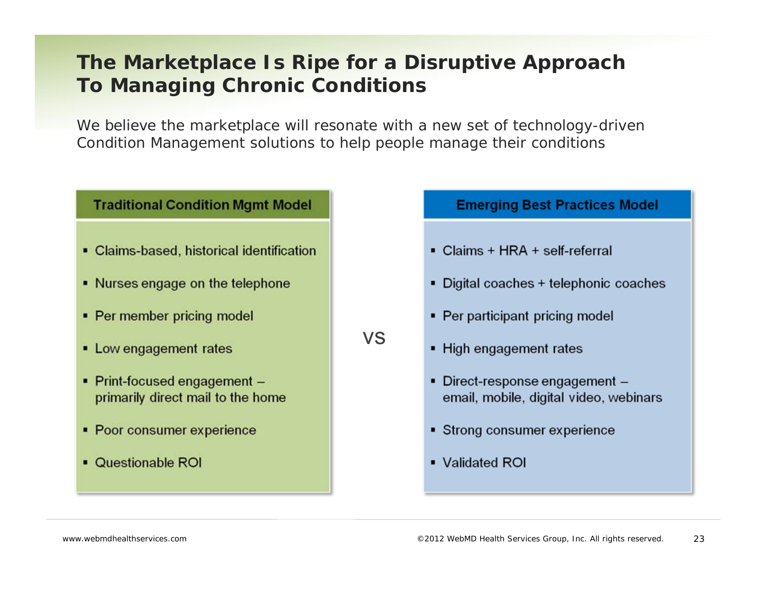# The Marketplace Is Ripe for a Disruptive Approach To Managing Chronic Conditions

We believe the marketplace will resonate with a new set of technology-driven Condition Management solutions to help people manage their conditions

| Traditional Condition Mgmt Model | | Emerging Best Practices Model |
|---|---|---|
| Claims-based, historical identification | | Claims + HRA + self-referral |
| Nurses engage on the telephone | | Digital coaches + telephonic coaches |
| Per member pricing model | | Per participant pricing model |
| Low engagement rates | VS | High engagement rates |
| Print-focused engagement – primarily direct mail to the home | | Direct-response engagement – email, mobile, digital video, webinars |
| Poor consumer experience | | Strong consumer experience |
| Questionable ROI | | Validated ROI |

www.webmdhealthservices.com

©2012 WebMD Health Services Group, Inc. All rights reserved.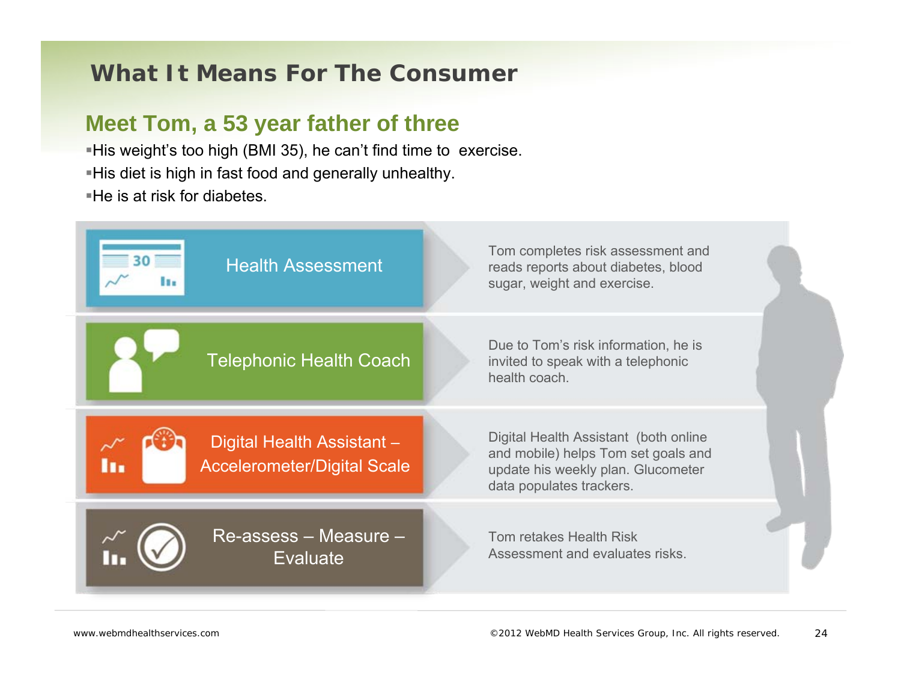# What It Means For The Consumer

## Meet Tom, a 53 year father of three

- His weight's too high (BMI 35), he can't find time to exercise.
- His diet is high in fast food and generally unhealthy.
- He is at risk for diabetes.

| Step | Description |
|---|---|
| Health Assessment | Tom completes risk assessment and reads reports about diabetes, blood sugar, weight and exercise. |
| Telephonic Health Coach | Due to Tom's risk information, he is invited to speak with a telephonic health coach. |
| Digital Health Assistant – Accelerometer/Digital Scale | Digital Health Assistant (both online and mobile) helps Tom set goals and update his weekly plan. Glucometer data populates trackers. |
| Re-assess – Measure – Evaluate | Tom retakes Health Risk Assessment and evaluates risks. |

www.webmdhealthservices.com

©2012 WebMD Health Services Group, Inc. All rights reserved.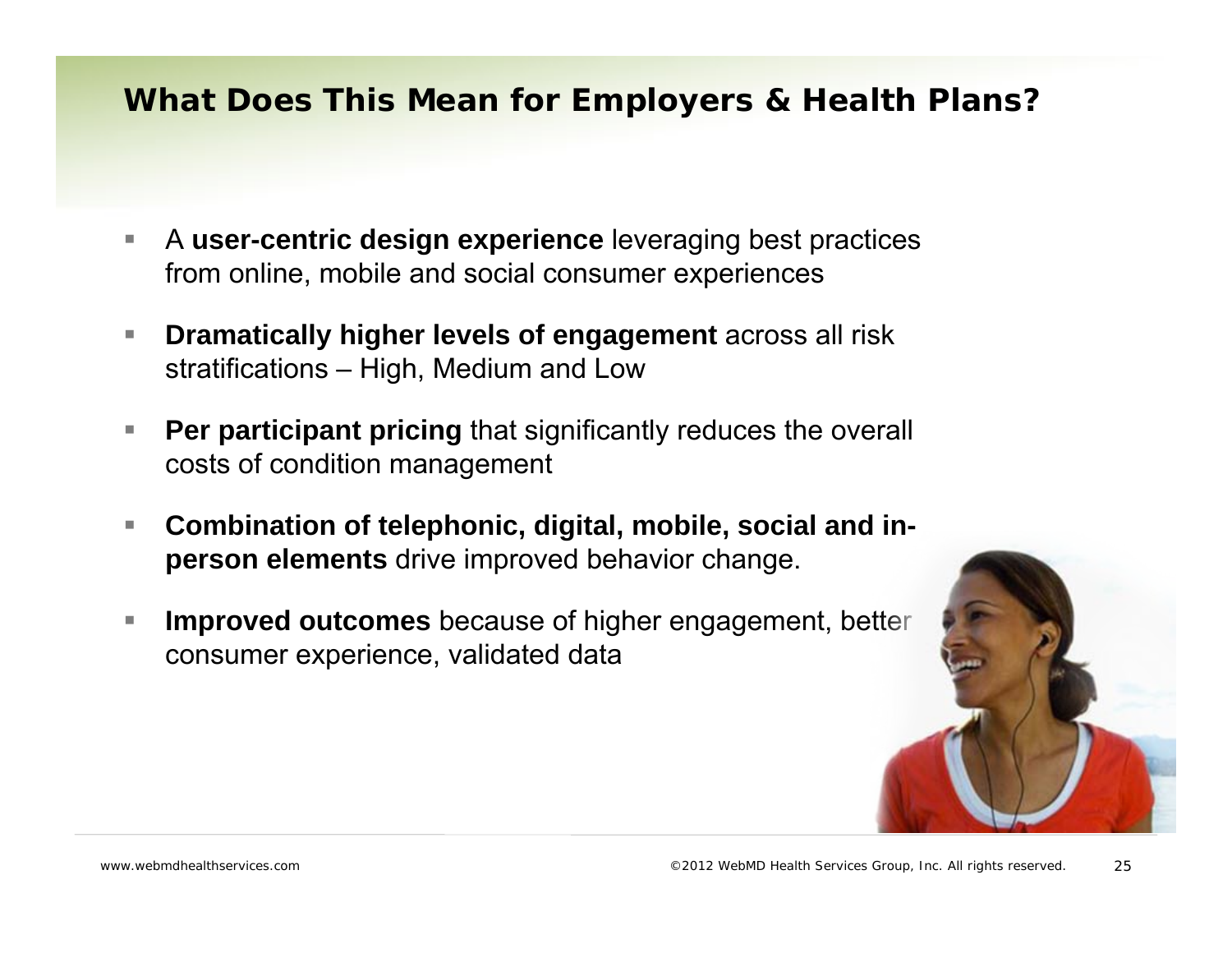# What Does This Mean for Employers & Health Plans?

- A **user-centric design experience** leveraging best practices from online, mobile and social consumer experiences
- **Dramatically higher levels of engagement** across all risk stratifications – High, Medium and Low
- **Per participant pricing** that significantly reduces the overall costs of condition management
- **Combination of telephonic, digital, mobile, social and in-person elements** drive improved behavior change.
- **Improved outcomes** because of higher engagement, better consumer experience, validated data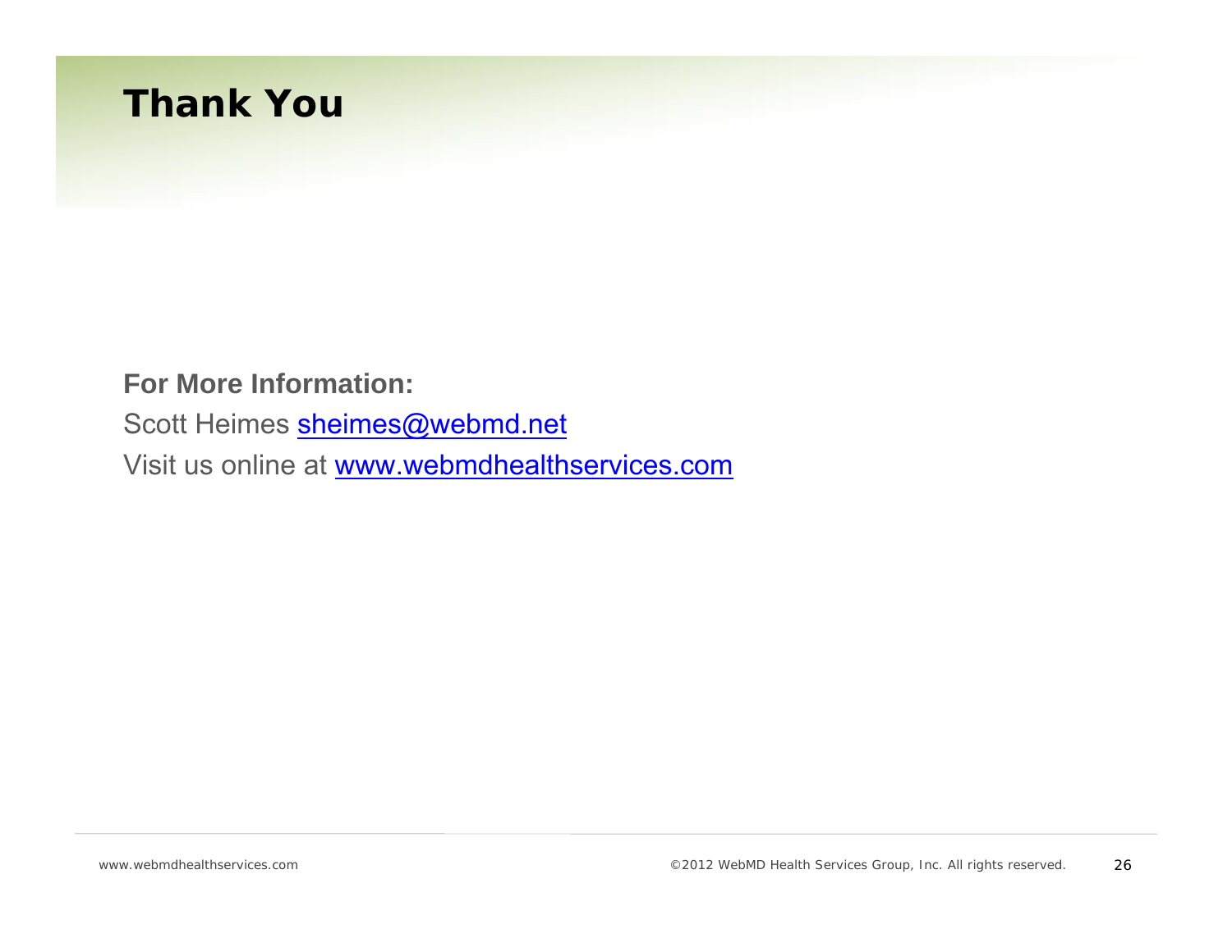# Thank You

**For More Information:**

Scott Heimes sheimes@webmd.net

Visit us online at www.webmdhealthservices.com